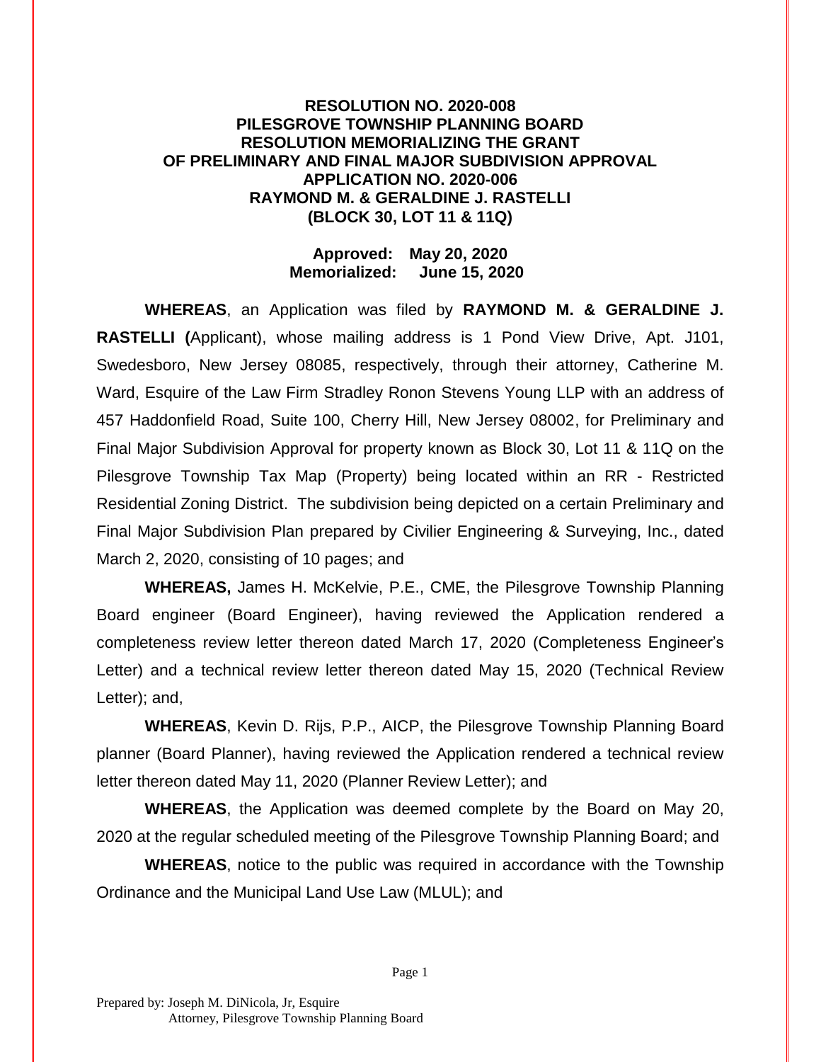**RESOLUTION NO. 2020-008**
**PILESGROVE TOWNSHIP PLANNING BOARD**
**RESOLUTION MEMORIALIZING THE GRANT**
**OF PRELIMINARY AND FINAL MAJOR SUBDIVISION APPROVAL**
**APPLICATION NO. 2020-006**
**RAYMOND M. & GERALDINE J. RASTELLI**
**(BLOCK 30, LOT 11 & 11Q)**

**Approved: May 20, 2020**
**Memorialized: June 15, 2020**

**WHEREAS**, an Application was filed by **RAYMOND M. & GERALDINE J. RASTELLI (**Applicant), whose mailing address is 1 Pond View Drive, Apt. J101, Swedesboro, New Jersey 08085, respectively, through their attorney, Catherine M. Ward, Esquire of the Law Firm Stradley Ronon Stevens Young LLP with an address of 457 Haddonfield Road, Suite 100, Cherry Hill, New Jersey 08002, for Preliminary and Final Major Subdivision Approval for property known as Block 30, Lot 11 & 11Q on the Pilesgrove Township Tax Map (Property) being located within an RR - Restricted Residential Zoning District. The subdivision being depicted on a certain Preliminary and Final Major Subdivision Plan prepared by Civilier Engineering & Surveying, Inc., dated March 2, 2020, consisting of 10 pages; and

**WHEREAS,** James H. McKelvie, P.E., CME, the Pilesgrove Township Planning Board engineer (Board Engineer), having reviewed the Application rendered a completeness review letter thereon dated March 17, 2020 (Completeness Engineer's Letter) and a technical review letter thereon dated May 15, 2020 (Technical Review Letter); and,

**WHEREAS**, Kevin D. Rijs, P.P., AICP, the Pilesgrove Township Planning Board planner (Board Planner), having reviewed the Application rendered a technical review letter thereon dated May 11, 2020 (Planner Review Letter); and

**WHEREAS**, the Application was deemed complete by the Board on May 20, 2020 at the regular scheduled meeting of the Pilesgrove Township Planning Board; and

**WHEREAS**, notice to the public was required in accordance with the Township Ordinance and the Municipal Land Use Law (MLUL); and

Prepared by: Joseph M. DiNicola, Jr, Esquire
Attorney, Pilesgrove Township Planning Board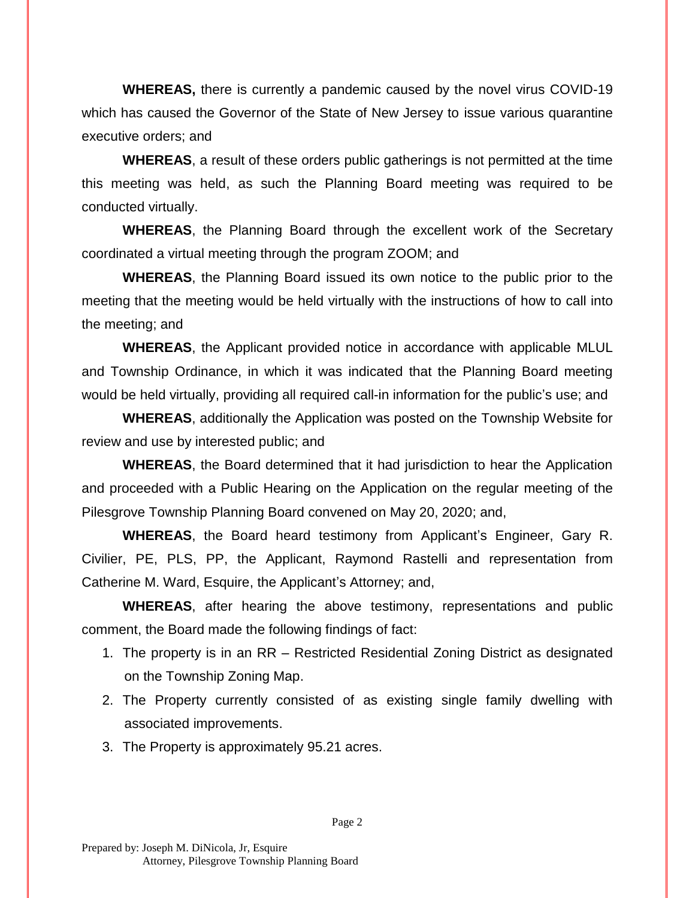**WHEREAS,** there is currently a pandemic caused by the novel virus COVID-19 which has caused the Governor of the State of New Jersey to issue various quarantine executive orders; and

**WHEREAS**, a result of these orders public gatherings is not permitted at the time this meeting was held, as such the Planning Board meeting was required to be conducted virtually.

**WHEREAS**, the Planning Board through the excellent work of the Secretary coordinated a virtual meeting through the program ZOOM; and

**WHEREAS**, the Planning Board issued its own notice to the public prior to the meeting that the meeting would be held virtually with the instructions of how to call into the meeting; and

**WHEREAS**, the Applicant provided notice in accordance with applicable MLUL and Township Ordinance, in which it was indicated that the Planning Board meeting would be held virtually, providing all required call-in information for the public's use; and

**WHEREAS**, additionally the Application was posted on the Township Website for review and use by interested public; and

**WHEREAS**, the Board determined that it had jurisdiction to hear the Application and proceeded with a Public Hearing on the Application on the regular meeting of the Pilesgrove Township Planning Board convened on May 20, 2020; and,

**WHEREAS**, the Board heard testimony from Applicant's Engineer, Gary R. Civilier, PE, PLS, PP, the Applicant, Raymond Rastelli and representation from Catherine M. Ward, Esquire, the Applicant's Attorney; and,

**WHEREAS**, after hearing the above testimony, representations and public comment, the Board made the following findings of fact:

1. The property is in an RR – Restricted Residential Zoning District as designated on the Township Zoning Map.
2. The Property currently consisted of as existing single family dwelling with associated improvements.
3. The Property is approximately 95.21 acres.

Prepared by: Joseph M. DiNicola, Jr, Esquire
Attorney, Pilesgrove Township Planning Board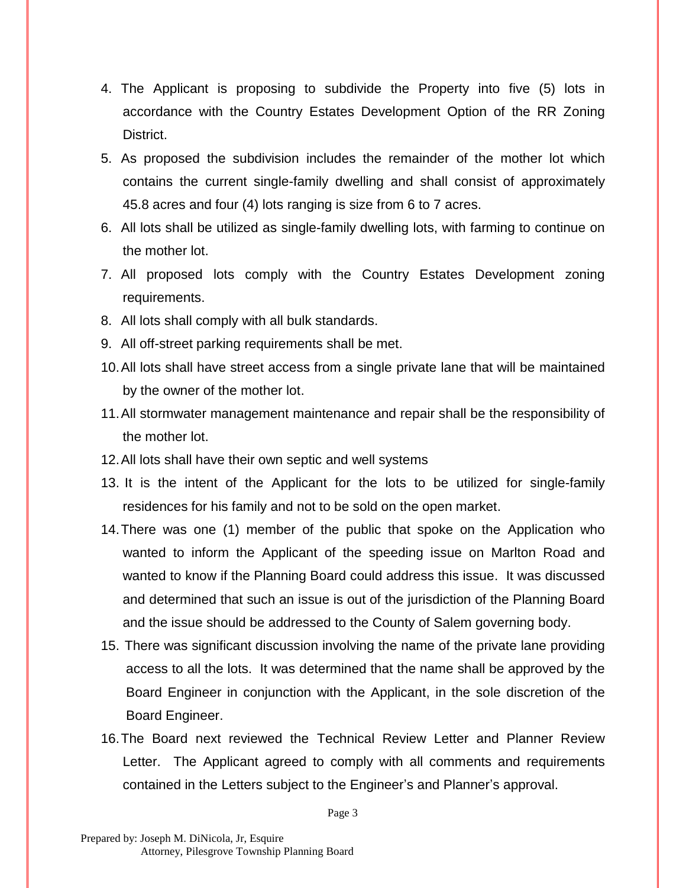4. The Applicant is proposing to subdivide the Property into five (5) lots in accordance with the Country Estates Development Option of the RR Zoning District.
5. As proposed the subdivision includes the remainder of the mother lot which contains the current single-family dwelling and shall consist of approximately 45.8 acres and four (4) lots ranging is size from 6 to 7 acres.
6. All lots shall be utilized as single-family dwelling lots, with farming to continue on the mother lot.
7. All proposed lots comply with the Country Estates Development zoning requirements.
8. All lots shall comply with all bulk standards.
9. All off-street parking requirements shall be met.
10. All lots shall have street access from a single private lane that will be maintained by the owner of the mother lot.
11. All stormwater management maintenance and repair shall be the responsibility of the mother lot.
12. All lots shall have their own septic and well systems
13. It is the intent of the Applicant for the lots to be utilized for single-family residences for his family and not to be sold on the open market.
14. There was one (1) member of the public that spoke on the Application who wanted to inform the Applicant of the speeding issue on Marlton Road and wanted to know if the Planning Board could address this issue. It was discussed and determined that such an issue is out of the jurisdiction of the Planning Board and the issue should be addressed to the County of Salem governing body.
15. There was significant discussion involving the name of the private lane providing access to all the lots. It was determined that the name shall be approved by the Board Engineer in conjunction with the Applicant, in the sole discretion of the Board Engineer.
16. The Board next reviewed the Technical Review Letter and Planner Review Letter. The Applicant agreed to comply with all comments and requirements contained in the Letters subject to the Engineer's and Planner's approval.

Prepared by: Joseph M. DiNicola, Jr, Esquire
Attorney, Pilesgrove Township Planning Board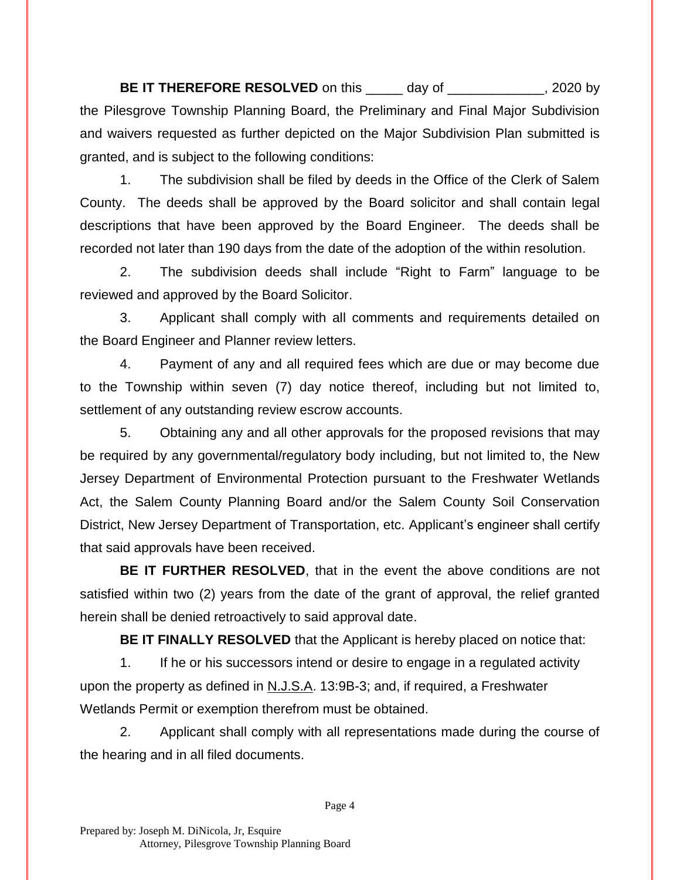**BE IT THEREFORE RESOLVED** on this _____ day of _____________, 2020 by the Pilesgrove Township Planning Board, the Preliminary and Final Major Subdivision and waivers requested as further depicted on the Major Subdivision Plan submitted is granted, and is subject to the following conditions:

1. The subdivision shall be filed by deeds in the Office of the Clerk of Salem County. The deeds shall be approved by the Board solicitor and shall contain legal descriptions that have been approved by the Board Engineer. The deeds shall be recorded not later than 190 days from the date of the adoption of the within resolution.

2. The subdivision deeds shall include "Right to Farm" language to be reviewed and approved by the Board Solicitor.

3. Applicant shall comply with all comments and requirements detailed on the Board Engineer and Planner review letters.

4. Payment of any and all required fees which are due or may become due to the Township within seven (7) day notice thereof, including but not limited to, settlement of any outstanding review escrow accounts.

5. Obtaining any and all other approvals for the proposed revisions that may be required by any governmental/regulatory body including, but not limited to, the New Jersey Department of Environmental Protection pursuant to the Freshwater Wetlands Act, the Salem County Planning Board and/or the Salem County Soil Conservation District, New Jersey Department of Transportation, etc. Applicant's engineer shall certify that said approvals have been received.

**BE IT FURTHER RESOLVED**, that in the event the above conditions are not satisfied within two (2) years from the date of the grant of approval, the relief granted herein shall be denied retroactively to said approval date.

**BE IT FINALLY RESOLVED** that the Applicant is hereby placed on notice that:

1. If he or his successors intend or desire to engage in a regulated activity upon the property as defined in N.J.S.A. 13:9B-3; and, if required, a Freshwater Wetlands Permit or exemption therefrom must be obtained.

2. Applicant shall comply with all representations made during the course of the hearing and in all filed documents.

Prepared by: Joseph M. DiNicola, Jr, Esquire
Attorney, Pilesgrove Township Planning Board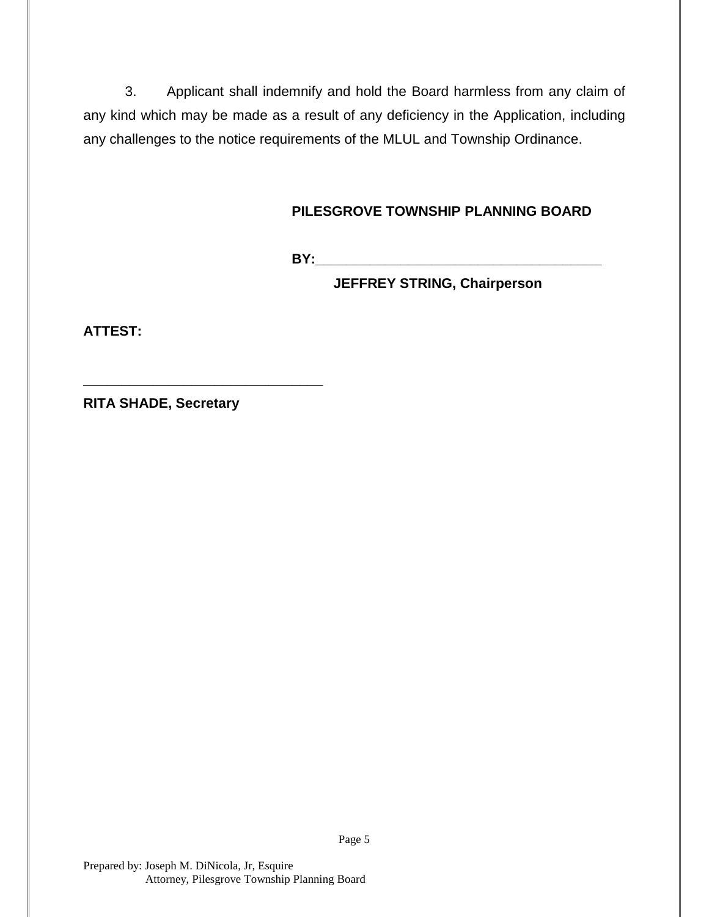3. Applicant shall indemnify and hold the Board harmless from any claim of any kind which may be made as a result of any deficiency in the Application, including any challenges to the notice requirements of the MLUL and Township Ordinance.

**PILESGROVE TOWNSHIP PLANNING BOARD**

**BY:**________________________________________

**JEFFREY STRING, Chairperson**

**ATTEST:**

__________________________________

**RITA SHADE, Secretary**

Prepared by: Joseph M. DiNicola, Jr, Esquire
Attorney, Pilesgrove Township Planning Board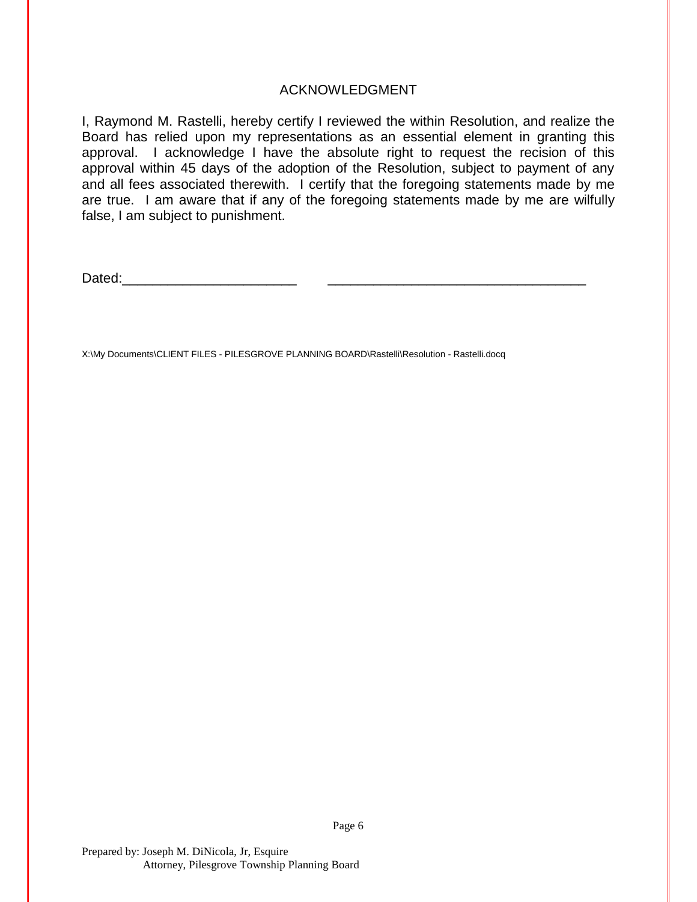## ACKNOWLEDGMENT

I, Raymond M. Rastelli, hereby certify I reviewed the within Resolution, and realize the Board has relied upon my representations as an essential element in granting this approval. I acknowledge I have the absolute right to request the recision of this approval within 45 days of the adoption of the Resolution, subject to payment of any and all fees associated therewith. I certify that the foregoing statements made by me are true. I am aware that if any of the foregoing statements made by me are wilfully false, I am subject to punishment.

Dated:_______________________ _________________________________

X:\My Documents\CLIENT FILES - PILESGROVE PLANNING BOARD\Rastelli\Resolution - Rastelli.docq

Prepared by: Joseph M. DiNicola, Jr, Esquire
Attorney, Pilesgrove Township Planning Board